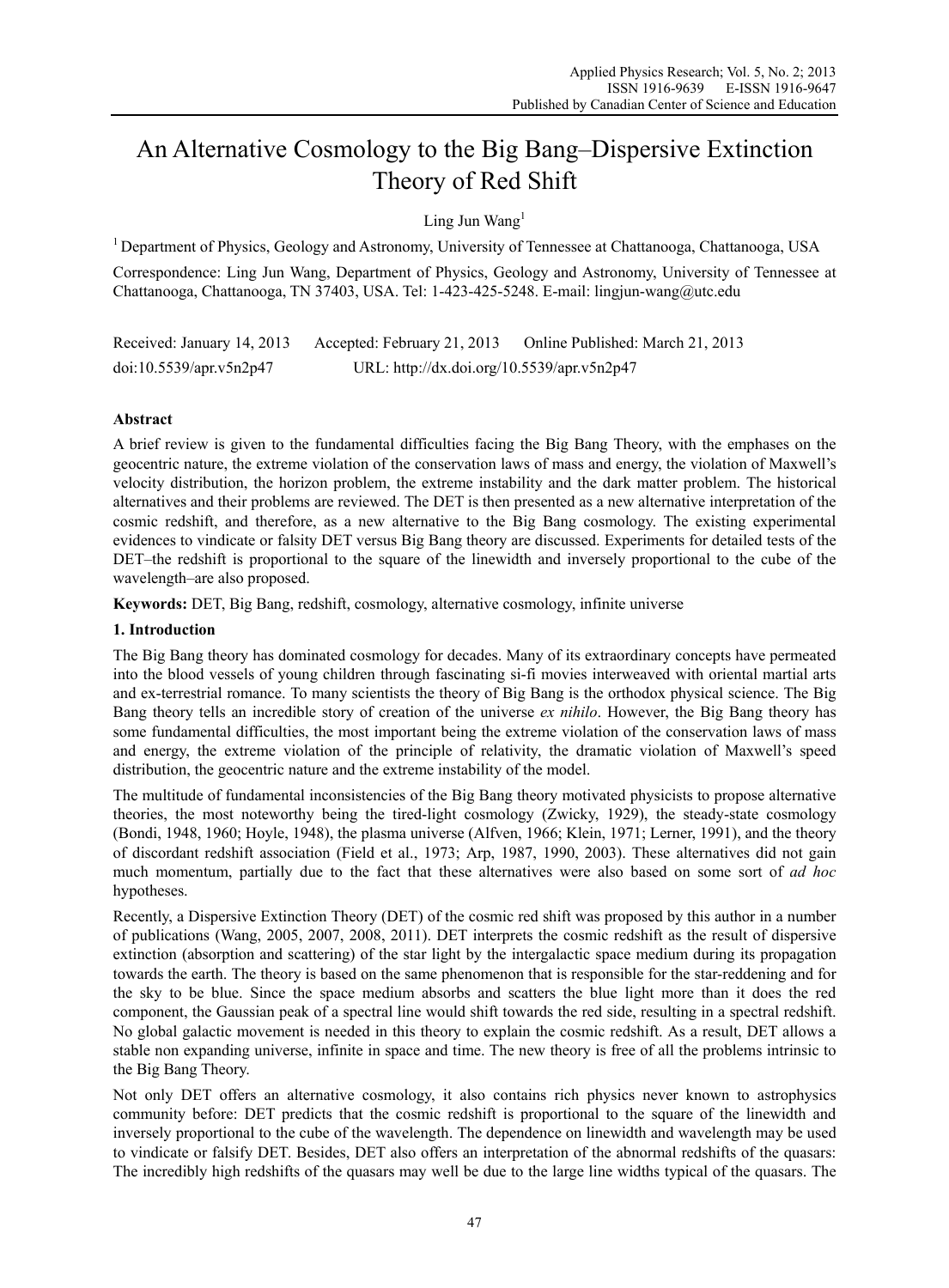# An Alternative Cosmology to the Big Bang–Dispersive Extinction Theory of Red Shift

Ling Jun Wang[1]

[1] Department of Physics, Geology and Astronomy, University of Tennessee at Chattanooga, Chattanooga, USA

Correspondence: Ling Jun Wang, Department of Physics, Geology and Astronomy, University of Tennessee at Chattanooga, Chattanooga, TN 37403, USA. Tel: 1-423-425-5248. E-mail: lingjun-wang@utc.edu

Received: January 14, 2013 Accepted: February 21, 2013 Online Published: March 21, 2013

doi:10.5539/apr.v5n2p47 URL: http://dx.doi.org/10.5539/apr.v5n2p47

## Abstract

A brief review is given to the fundamental difficulties facing the Big Bang Theory, with the emphases on the geocentric nature, the extreme violation of the conservation laws of mass and energy, the violation of Maxwell's velocity distribution, the horizon problem, the extreme instability and the dark matter problem. The historical alternatives and their problems are reviewed. The DET is then presented as a new alternative interpretation of the cosmic redshift, and therefore, as a new alternative to the Big Bang cosmology. The existing experimental evidences to vindicate or falsity DET versus Big Bang theory are discussed. Experiments for detailed tests of the DET–the redshift is proportional to the square of the linewidth and inversely proportional to the cube of the wavelength–are also proposed.

**Keywords:** DET, Big Bang, redshift, cosmology, alternative cosmology, infinite universe

## 1. Introduction

The Big Bang theory has dominated cosmology for decades. Many of its extraordinary concepts have permeated into the blood vessels of young children through fascinating si-fi movies interweaved with oriental martial arts and ex-terrestrial romance. To many scientists the theory of Big Bang is the orthodox physical science. The Big Bang theory tells an incredible story of creation of the universe *ex nihilo*. However, the Big Bang theory has some fundamental difficulties, the most important being the extreme violation of the conservation laws of mass and energy, the extreme violation of the principle of relativity, the dramatic violation of Maxwell's speed distribution, the geocentric nature and the extreme instability of the model.

The multitude of fundamental inconsistencies of the Big Bang theory motivated physicists to propose alternative theories, the most noteworthy being the tired-light cosmology (Zwicky, 1929), the steady-state cosmology (Bondi, 1948, 1960; Hoyle, 1948), the plasma universe (Alfven, 1966; Klein, 1971; Lerner, 1991), and the theory of discordant redshift association (Field et al., 1973; Arp, 1987, 1990, 2003). These alternatives did not gain much momentum, partially due to the fact that these alternatives were also based on some sort of *ad hoc* hypotheses.

Recently, a Dispersive Extinction Theory (DET) of the cosmic red shift was proposed by this author in a number of publications (Wang, 2005, 2007, 2008, 2011). DET interprets the cosmic redshift as the result of dispersive extinction (absorption and scattering) of the star light by the intergalactic space medium during its propagation towards the earth. The theory is based on the same phenomenon that is responsible for the star-reddening and for the sky to be blue. Since the space medium absorbs and scatters the blue light more than it does the red component, the Gaussian peak of a spectral line would shift towards the red side, resulting in a spectral redshift. No global galactic movement is needed in this theory to explain the cosmic redshift. As a result, DET allows a stable non expanding universe, infinite in space and time. The new theory is free of all the problems intrinsic to the Big Bang Theory.

Not only DET offers an alternative cosmology, it also contains rich physics never known to astrophysics community before: DET predicts that the cosmic redshift is proportional to the square of the linewidth and inversely proportional to the cube of the wavelength. The dependence on linewidth and wavelength may be used to vindicate or falsify DET. Besides, DET also offers an interpretation of the abnormal redshifts of the quasars: The incredibly high redshifts of the quasars may well be due to the large line widths typical of the quasars. The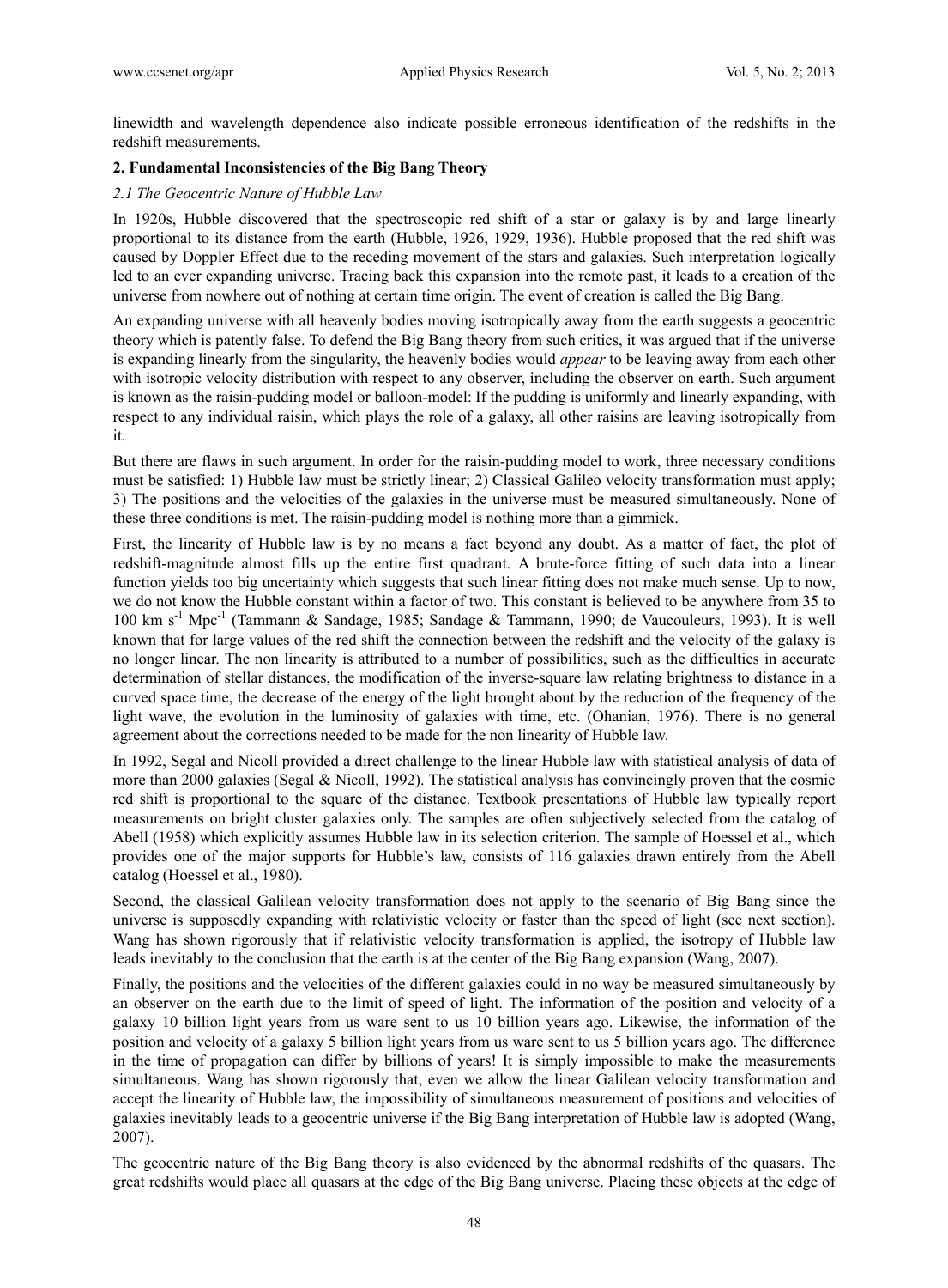linewidth and wavelength dependence also indicate possible erroneous identification of the redshifts in the redshift measurements.

## 2. Fundamental Inconsistencies of the Big Bang Theory

### *2.1 The Geocentric Nature of Hubble Law*

In 1920s, Hubble discovered that the spectroscopic red shift of a star or galaxy is by and large linearly proportional to its distance from the earth (Hubble, 1926, 1929, 1936). Hubble proposed that the red shift was caused by Doppler Effect due to the receding movement of the stars and galaxies. Such interpretation logically led to an ever expanding universe. Tracing back this expansion into the remote past, it leads to a creation of the universe from nowhere out of nothing at certain time origin. The event of creation is called the Big Bang.

An expanding universe with all heavenly bodies moving isotropically away from the earth suggests a geocentric theory which is patently false. To defend the Big Bang theory from such critics, it was argued that if the universe is expanding linearly from the singularity, the heavenly bodies would *appear* to be leaving away from each other with isotropic velocity distribution with respect to any observer, including the observer on earth. Such argument is known as the raisin-pudding model or balloon-model: If the pudding is uniformly and linearly expanding, with respect to any individual raisin, which plays the role of a galaxy, all other raisins are leaving isotropically from it.

But there are flaws in such argument. In order for the raisin-pudding model to work, three necessary conditions must be satisfied: 1) Hubble law must be strictly linear; 2) Classical Galileo velocity transformation must apply; 3) The positions and the velocities of the galaxies in the universe must be measured simultaneously. None of these three conditions is met. The raisin-pudding model is nothing more than a gimmick.

First, the linearity of Hubble law is by no means a fact beyond any doubt. As a matter of fact, the plot of redshift-magnitude almost fills up the entire first quadrant. A brute-force fitting of such data into a linear function yields too big uncertainty which suggests that such linear fitting does not make much sense. Up to now, we do not know the Hubble constant within a factor of two. This constant is believed to be anywhere from 35 to 100 km $s^{-1}$ $Mpc^{-1}$ (Tammann & Sandage, 1985; Sandage & Tammann, 1990; de Vaucouleurs, 1993). It is well known that for large values of the red shift the connection between the redshift and the velocity of the galaxy is no longer linear. The non linearity is attributed to a number of possibilities, such as the difficulties in accurate determination of stellar distances, the modification of the inverse-square law relating brightness to distance in a curved space time, the decrease of the energy of the light brought about by the reduction of the frequency of the light wave, the evolution in the luminosity of galaxies with time, etc. (Ohanian, 1976). There is no general agreement about the corrections needed to be made for the non linearity of Hubble law.

In 1992, Segal and Nicoll provided a direct challenge to the linear Hubble law with statistical analysis of data of more than 2000 galaxies (Segal & Nicoll, 1992). The statistical analysis has convincingly proven that the cosmic red shift is proportional to the square of the distance. Textbook presentations of Hubble law typically report measurements on bright cluster galaxies only. The samples are often subjectively selected from the catalog of Abell (1958) which explicitly assumes Hubble law in its selection criterion. The sample of Hoessel et al., which provides one of the major supports for Hubble's law, consists of 116 galaxies drawn entirely from the Abell catalog (Hoessel et al., 1980).

Second, the classical Galilean velocity transformation does not apply to the scenario of Big Bang since the universe is supposedly expanding with relativistic velocity or faster than the speed of light (see next section). Wang has shown rigorously that if relativistic velocity transformation is applied, the isotropy of Hubble law leads inevitably to the conclusion that the earth is at the center of the Big Bang expansion (Wang, 2007).

Finally, the positions and the velocities of the different galaxies could in no way be measured simultaneously by an observer on the earth due to the limit of speed of light. The information of the position and velocity of a galaxy 10 billion light years from us ware sent to us 10 billion years ago. Likewise, the information of the position and velocity of a galaxy 5 billion light years from us ware sent to us 5 billion years ago. The difference in the time of propagation can differ by billions of years! It is simply impossible to make the measurements simultaneous. Wang has shown rigorously that, even we allow the linear Galilean velocity transformation and accept the linearity of Hubble law, the impossibility of simultaneous measurement of positions and velocities of galaxies inevitably leads to a geocentric universe if the Big Bang interpretation of Hubble law is adopted (Wang, 2007).

The geocentric nature of the Big Bang theory is also evidenced by the abnormal redshifts of the quasars. The great redshifts would place all quasars at the edge of the Big Bang universe. Placing these objects at the edge of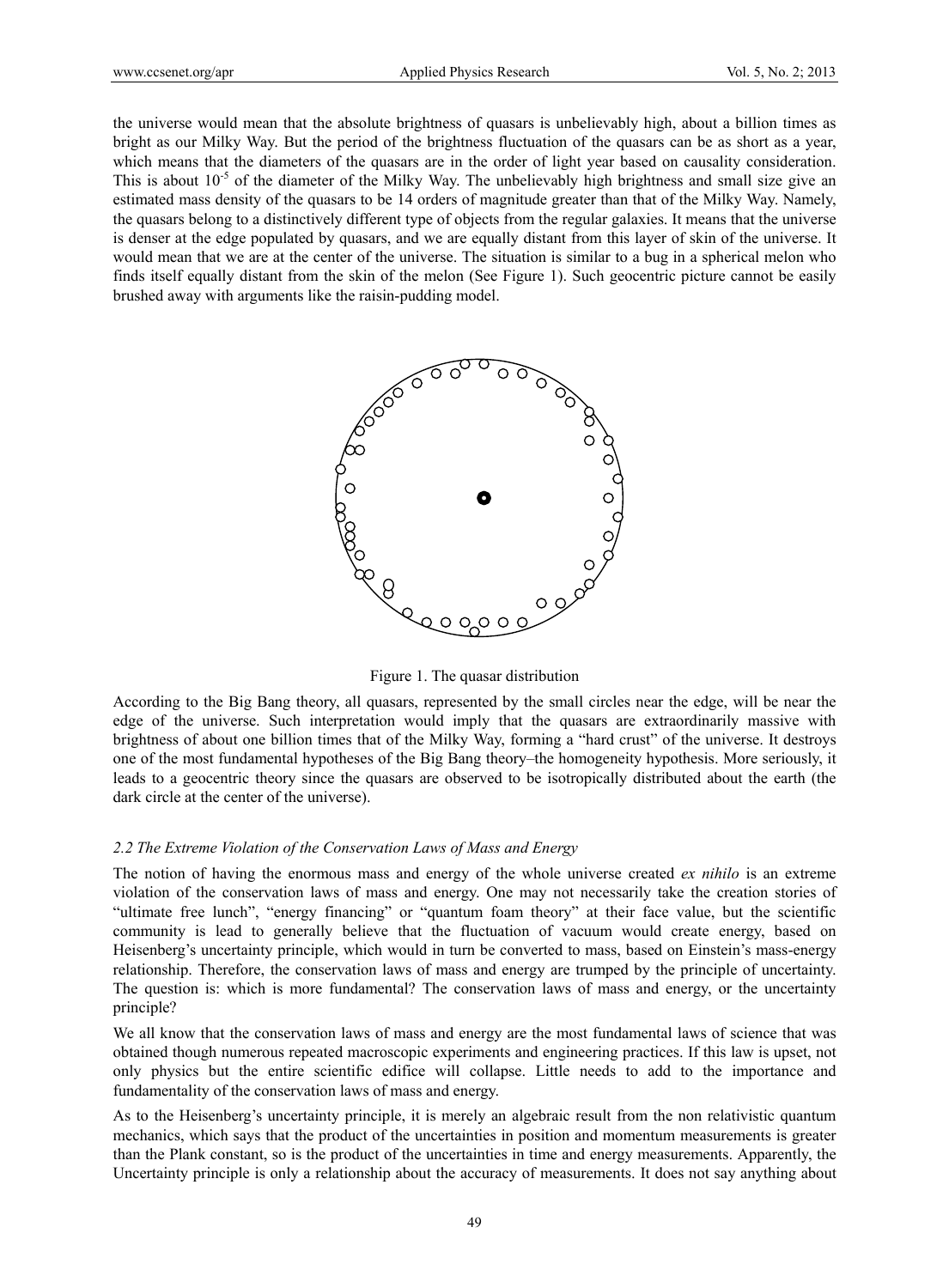the universe would mean that the absolute brightness of quasars is unbelievably high, about a billion times as bright as our Milky Way. But the period of the brightness fluctuation of the quasars can be as short as a year, which means that the diameters of the quasars are in the order of light year based on causality consideration. This is about $10^{-5}$ of the diameter of the Milky Way. The unbelievably high brightness and small size give an estimated mass density of the quasars to be 14 orders of magnitude greater than that of the Milky Way. Namely, the quasars belong to a distinctively different type of objects from the regular galaxies. It means that the universe is denser at the edge populated by quasars, and we are equally distant from this layer of skin of the universe. It would mean that we are at the center of the universe. The situation is similar to a bug in a spherical melon who finds itself equally distant from the skin of the melon (See Figure 1). Such geocentric picture cannot be easily brushed away with arguments like the raisin-pudding model.

Figure 1. The quasar distribution

According to the Big Bang theory, all quasars, represented by the small circles near the edge, will be near the edge of the universe. Such interpretation would imply that the quasars are extraordinarily massive with brightness of about one billion times that of the Milky Way, forming a "hard crust" of the universe. It destroys one of the most fundamental hypotheses of the Big Bang theory–the homogeneity hypothesis. More seriously, it leads to a geocentric theory since the quasars are observed to be isotropically distributed about the earth (the dark circle at the center of the universe).

### *2.2 The Extreme Violation of the Conservation Laws of Mass and Energy*

The notion of having the enormous mass and energy of the whole universe created *ex nihilo* is an extreme violation of the conservation laws of mass and energy. One may not necessarily take the creation stories of "ultimate free lunch", "energy financing" or "quantum foam theory" at their face value, but the scientific community is lead to generally believe that the fluctuation of vacuum would create energy, based on Heisenberg's uncertainty principle, which would in turn be converted to mass, based on Einstein's mass-energy relationship. Therefore, the conservation laws of mass and energy are trumped by the principle of uncertainty. The question is: which is more fundamental? The conservation laws of mass and energy, or the uncertainty principle?

We all know that the conservation laws of mass and energy are the most fundamental laws of science that was obtained though numerous repeated macroscopic experiments and engineering practices. If this law is upset, not only physics but the entire scientific edifice will collapse. Little needs to add to the importance and fundamentality of the conservation laws of mass and energy.

As to the Heisenberg's uncertainty principle, it is merely an algebraic result from the non relativistic quantum mechanics, which says that the product of the uncertainties in position and momentum measurements is greater than the Plank constant, so is the product of the uncertainties in time and energy measurements. Apparently, the Uncertainty principle is only a relationship about the accuracy of measurements. It does not say anything about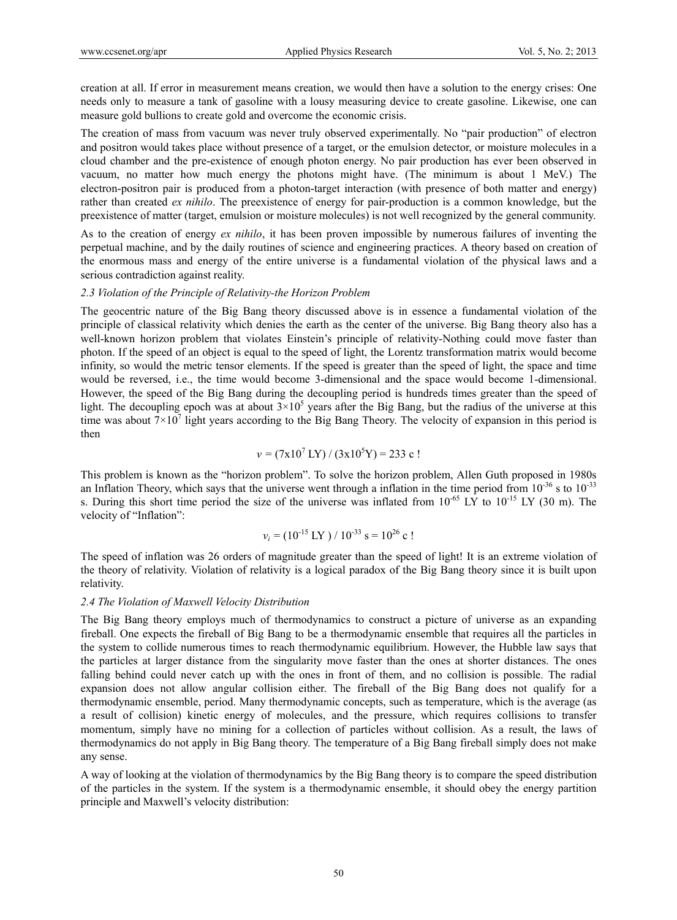creation at all. If error in measurement means creation, we would then have a solution to the energy crises: One needs only to measure a tank of gasoline with a lousy measuring device to create gasoline. Likewise, one can measure gold bullions to create gold and overcome the economic crisis.

The creation of mass from vacuum was never truly observed experimentally. No "pair production" of electron and positron would takes place without presence of a target, or the emulsion detector, or moisture molecules in a cloud chamber and the pre-existence of enough photon energy. No pair production has ever been observed in vacuum, no matter how much energy the photons might have. (The minimum is about 1 MeV.) The electron-positron pair is produced from a photon-target interaction (with presence of both matter and energy) rather than created *ex nihilo*. The preexistence of energy for pair-production is a common knowledge, but the preexistence of matter (target, emulsion or moisture molecules) is not well recognized by the general community.

As to the creation of energy *ex nihilo*, it has been proven impossible by numerous failures of inventing the perpetual machine, and by the daily routines of science and engineering practices. A theory based on creation of the enormous mass and energy of the entire universe is a fundamental violation of the physical laws and a serious contradiction against reality.

### *2.3 Violation of the Principle of Relativity-the Horizon Problem*

The geocentric nature of the Big Bang theory discussed above is in essence a fundamental violation of the principle of classical relativity which denies the earth as the center of the universe. Big Bang theory also has a well-known horizon problem that violates Einstein's principle of relativity-Nothing could move faster than photon. If the speed of an object is equal to the speed of light, the Lorentz transformation matrix would become infinity, so would the metric tensor elements. If the speed is greater than the speed of light, the space and time would be reversed, i.e., the time would become 3-dimensional and the space would become 1-dimensional. However, the speed of the Big Bang during the decoupling period is hundreds times greater than the speed of light. The decoupling epoch was at about $3\times10^5$ years after the Big Bang, but the radius of the universe at this time was about $7\times10^7$ light years according to the Big Bang Theory. The velocity of expansion in this period is then

$$v = (7\text{x}10^7 \text{ LY}) / (3\text{x}10^5\text{Y}) = 233 \text{ c !}$$

This problem is known as the "horizon problem". To solve the horizon problem, Allen Guth proposed in 1980s an Inflation Theory, which says that the universe went through a inflation in the time period from $10^{-36}$ s to $10^{-33}$ s. During this short time period the size of the universe was inflated from $10^{-65}$ LY to $10^{-15}$ LY (30 m). The velocity of "Inflation":

$$v_i = (10^{-15} \text{ LY}) / 10^{-33} \text{ s} = 10^{26} \text{ c !}$$

The speed of inflation was 26 orders of magnitude greater than the speed of light! It is an extreme violation of the theory of relativity. Violation of relativity is a logical paradox of the Big Bang theory since it is built upon relativity.

### *2.4 The Violation of Maxwell Velocity Distribution*

The Big Bang theory employs much of thermodynamics to construct a picture of universe as an expanding fireball. One expects the fireball of Big Bang to be a thermodynamic ensemble that requires all the particles in the system to collide numerous times to reach thermodynamic equilibrium. However, the Hubble law says that the particles at larger distance from the singularity move faster than the ones at shorter distances. The ones falling behind could never catch up with the ones in front of them, and no collision is possible. The radial expansion does not allow angular collision either. The fireball of the Big Bang does not qualify for a thermodynamic ensemble, period. Many thermodynamic concepts, such as temperature, which is the average (as a result of collision) kinetic energy of molecules, and the pressure, which requires collisions to transfer momentum, simply have no mining for a collection of particles without collision. As a result, the laws of thermodynamics do not apply in Big Bang theory. The temperature of a Big Bang fireball simply does not make any sense.

A way of looking at the violation of thermodynamics by the Big Bang theory is to compare the speed distribution of the particles in the system. If the system is a thermodynamic ensemble, it should obey the energy partition principle and Maxwell's velocity distribution: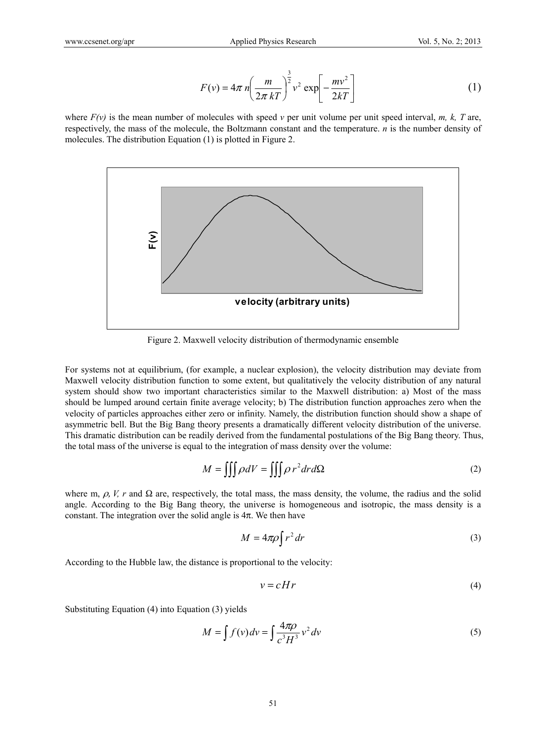$$F(v) = 4\pi\, n \left( \frac{m}{2\pi\, kT} \right)^{\frac{3}{2}} v^2 \exp\left[ -\frac{mv^2}{2kT} \right] \tag{1}$$

where *F(v)* is the mean number of molecules with speed *v* per unit volume per unit speed interval, *m, k, T* are, respectively, the mass of the molecule, the Boltzmann constant and the temperature. *n* is the number density of molecules. The distribution Equation (1) is plotted in Figure 2.

Figure 2. Maxwell velocity distribution of thermodynamic ensemble

For systems not at equilibrium, (for example, a nuclear explosion), the velocity distribution may deviate from Maxwell velocity distribution function to some extent, but qualitatively the velocity distribution of any natural system should show two important characteristics similar to the Maxwell distribution: a) Most of the mass should be lumped around certain finite average velocity; b) The distribution function approaches zero when the velocity of particles approaches either zero or infinity. Namely, the distribution function should show a shape of asymmetric bell. But the Big Bang theory presents a dramatically different velocity distribution of the universe. This dramatic distribution can be readily derived from the fundamental postulations of the Big Bang theory. Thus, the total mass of the universe is equal to the integration of mass density over the volume:

$$M = \iiint \rho dV = \iiint \rho\, r^2 dr d\Omega \tag{2}$$

where m, $\rho$, *V, r* and $\Omega$ are, respectively, the total mass, the mass density, the volume, the radius and the solid angle. According to the Big Bang theory, the universe is homogeneous and isotropic, the mass density is a constant. The integration over the solid angle is $4\pi$. We then have

$$M = 4\pi\rho \int r^2 dr \tag{3}$$

According to the Hubble law, the distance is proportional to the velocity:

$$v = cHr \tag{4}$$

Substituting Equation (4) into Equation (3) yields

$$M = \int f(v) dv = \int \frac{4\pi\rho}{c^3 H^3} v^2 dv \tag{5}$$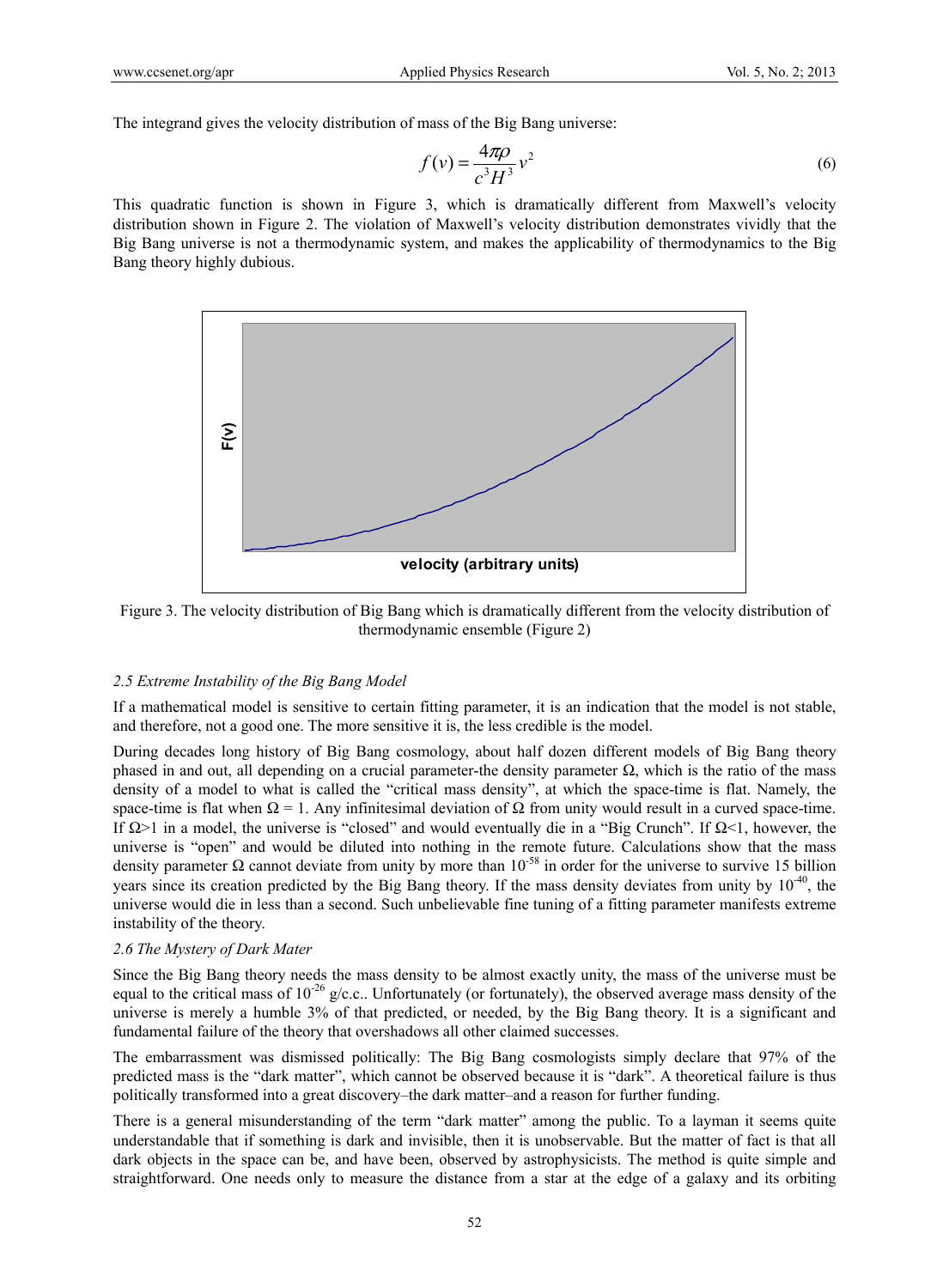The integrand gives the velocity distribution of mass of the Big Bang universe:

$$f(v) = \frac{4\pi\rho}{c^3 H^3} v^2 \tag{6}$$

This quadratic function is shown in Figure 3, which is dramatically different from Maxwell's velocity distribution shown in Figure 2. The violation of Maxwell's velocity distribution demonstrates vividly that the Big Bang universe is not a thermodynamic system, and makes the applicability of thermodynamics to the Big Bang theory highly dubious.

Figure 3. The velocity distribution of Big Bang which is dramatically different from the velocity distribution of thermodynamic ensemble (Figure 2)

### *2.5 Extreme Instability of the Big Bang Model*

If a mathematical model is sensitive to certain fitting parameter, it is an indication that the model is not stable, and therefore, not a good one. The more sensitive it is, the less credible is the model.

During decades long history of Big Bang cosmology, about half dozen different models of Big Bang theory phased in and out, all depending on a crucial parameter-the density parameter $\Omega$, which is the ratio of the mass density of a model to what is called the "critical mass density", at which the space-time is flat. Namely, the space-time is flat when $\Omega = 1$. Any infinitesimal deviation of $\Omega$ from unity would result in a curved space-time. If $\Omega > 1$ in a model, the universe is "closed" and would eventually die in a "Big Crunch". If $\Omega < 1$, however, the universe is "open" and would be diluted into nothing in the remote future. Calculations show that the mass density parameter $\Omega$ cannot deviate from unity by more than $10^{-58}$ in order for the universe to survive 15 billion years since its creation predicted by the Big Bang theory. If the mass density deviates from unity by $10^{-40}$, the universe would die in less than a second. Such unbelievable fine tuning of a fitting parameter manifests extreme instability of the theory.

### *2.6 The Mystery of Dark Mater*

Since the Big Bang theory needs the mass density to be almost exactly unity, the mass of the universe must be equal to the critical mass of $10^{-26}$ g/c.c.. Unfortunately (or fortunately), the observed average mass density of the universe is merely a humble 3% of that predicted, or needed, by the Big Bang theory. It is a significant and fundamental failure of the theory that overshadows all other claimed successes.

The embarrassment was dismissed politically: The Big Bang cosmologists simply declare that 97% of the predicted mass is the "dark matter", which cannot be observed because it is "dark". A theoretical failure is thus politically transformed into a great discovery–the dark matter–and a reason for further funding.

There is a general misunderstanding of the term "dark matter" among the public. To a layman it seems quite understandable that if something is dark and invisible, then it is unobservable. But the matter of fact is that all dark objects in the space can be, and have been, observed by astrophysicists. The method is quite simple and straightforward. One needs only to measure the distance from a star at the edge of a galaxy and its orbiting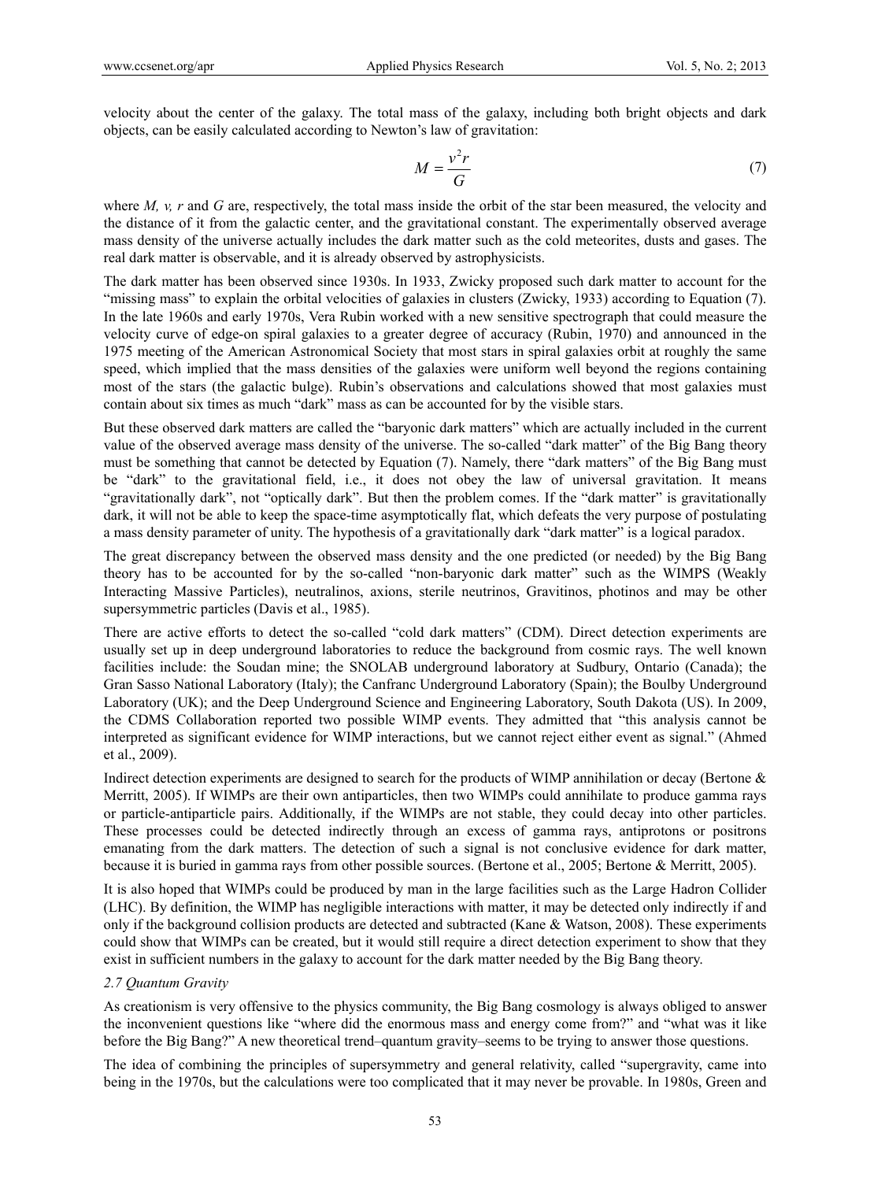velocity about the center of the galaxy. The total mass of the galaxy, including both bright objects and dark objects, can be easily calculated according to Newton's law of gravitation:

$$M = \frac{v^2 r}{G} \tag{7}$$

where *M, v, r* and *G* are, respectively, the total mass inside the orbit of the star been measured, the velocity and the distance of it from the galactic center, and the gravitational constant. The experimentally observed average mass density of the universe actually includes the dark matter such as the cold meteorites, dusts and gases. The real dark matter is observable, and it is already observed by astrophysicists.

The dark matter has been observed since 1930s. In 1933, Zwicky proposed such dark matter to account for the "missing mass" to explain the orbital velocities of galaxies in clusters (Zwicky, 1933) according to Equation (7). In the late 1960s and early 1970s, Vera Rubin worked with a new sensitive spectrograph that could measure the velocity curve of edge-on spiral galaxies to a greater degree of accuracy (Rubin, 1970) and announced in the 1975 meeting of the American Astronomical Society that most stars in spiral galaxies orbit at roughly the same speed, which implied that the mass densities of the galaxies were uniform well beyond the regions containing most of the stars (the galactic bulge). Rubin's observations and calculations showed that most galaxies must contain about six times as much "dark" mass as can be accounted for by the visible stars.

But these observed dark matters are called the "baryonic dark matters" which are actually included in the current value of the observed average mass density of the universe. The so-called "dark matter" of the Big Bang theory must be something that cannot be detected by Equation (7). Namely, there "dark matters" of the Big Bang must be "dark" to the gravitational field, i.e., it does not obey the law of universal gravitation. It means "gravitationally dark", not "optically dark". But then the problem comes. If the "dark matter" is gravitationally dark, it will not be able to keep the space-time asymptotically flat, which defeats the very purpose of postulating a mass density parameter of unity. The hypothesis of a gravitationally dark "dark matter" is a logical paradox.

The great discrepancy between the observed mass density and the one predicted (or needed) by the Big Bang theory has to be accounted for by the so-called "non-baryonic dark matter" such as the WIMPS (Weakly Interacting Massive Particles), neutralinos, axions, sterile neutrinos, Gravitinos, photinos and may be other supersymmetric particles (Davis et al., 1985).

There are active efforts to detect the so-called "cold dark matters" (CDM). Direct detection experiments are usually set up in deep underground laboratories to reduce the background from cosmic rays. The well known facilities include: the Soudan mine; the SNOLAB underground laboratory at Sudbury, Ontario (Canada); the Gran Sasso National Laboratory (Italy); the Canfranc Underground Laboratory (Spain); the Boulby Underground Laboratory (UK); and the Deep Underground Science and Engineering Laboratory, South Dakota (US). In 2009, the CDMS Collaboration reported two possible WIMP events. They admitted that "this analysis cannot be interpreted as significant evidence for WIMP interactions, but we cannot reject either event as signal." (Ahmed et al., 2009).

Indirect detection experiments are designed to search for the products of WIMP annihilation or decay (Bertone & Merritt, 2005). If WIMPs are their own antiparticles, then two WIMPs could annihilate to produce gamma rays or particle-antiparticle pairs. Additionally, if the WIMPs are not stable, they could decay into other particles. These processes could be detected indirectly through an excess of gamma rays, antiprotons or positrons emanating from the dark matters. The detection of such a signal is not conclusive evidence for dark matter, because it is buried in gamma rays from other possible sources. (Bertone et al., 2005; Bertone & Merritt, 2005).

It is also hoped that WIMPs could be produced by man in the large facilities such as the Large Hadron Collider (LHC). By definition, the WIMP has negligible interactions with matter, it may be detected only indirectly if and only if the background collision products are detected and subtracted (Kane & Watson, 2008). These experiments could show that WIMPs can be created, but it would still require a direct detection experiment to show that they exist in sufficient numbers in the galaxy to account for the dark matter needed by the Big Bang theory.

### *2.7 Quantum Gravity*

As creationism is very offensive to the physics community, the Big Bang cosmology is always obliged to answer the inconvenient questions like "where did the enormous mass and energy come from?" and "what was it like before the Big Bang?" A new theoretical trend–quantum gravity–seems to be trying to answer those questions.

The idea of combining the principles of supersymmetry and general relativity, called "supergravity, came into being in the 1970s, but the calculations were too complicated that it may never be provable. In 1980s, Green and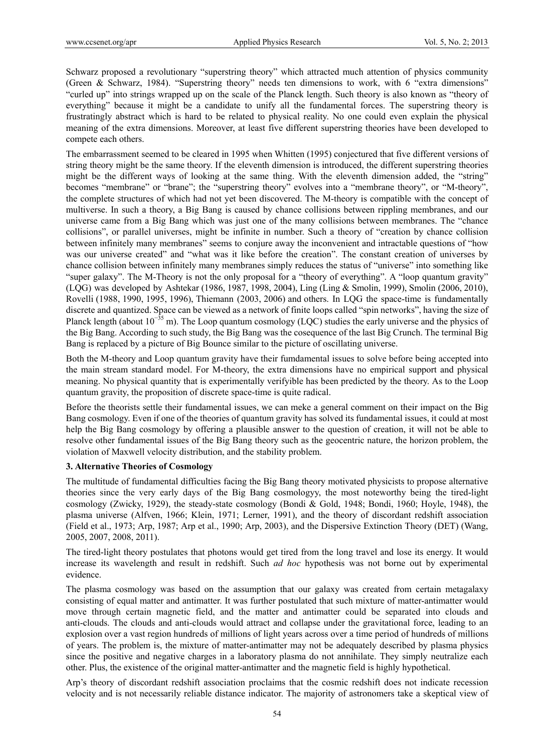Schwarz proposed a revolutionary "superstring theory" which attracted much attention of physics community (Green & Schwarz, 1984). "Superstring theory" needs ten dimensions to work, with 6 "extra dimensions" "curled up" into strings wrapped up on the scale of the Planck length. Such theory is also known as "theory of everything" because it might be a candidate to unify all the fundamental forces. The superstring theory is frustratingly abstract which is hard to be related to physical reality. No one could even explain the physical meaning of the extra dimensions. Moreover, at least five different superstring theories have been developed to compete each others.

The embarrassment seemed to be cleared in 1995 when Whitten (1995) conjectured that five different versions of string theory might be the same theory. If the eleventh dimension is introduced, the different superstring theories might be the different ways of looking at the same thing. With the eleventh dimension added, the "string" becomes "membrane" or "brane"; the "superstring theory" evolves into a "membrane theory", or "M-theory", the complete structures of which had not yet been discovered. The M-theory is compatible with the concept of multiverse. In such a theory, a Big Bang is caused by chance collisions between rippling membranes, and our universe came from a Big Bang which was just one of the many collisions between membranes. The "chance collisions", or parallel universes, might be infinite in number. Such a theory of "creation by chance collision between infinitely many membranes" seems to conjure away the inconvenient and intractable questions of "how was our universe created" and "what was it like before the creation". The constant creation of universes by chance collision between infinitely many membranes simply reduces the status of "universe" into something like "super galaxy". The M-Theory is not the only proposal for a "theory of everything". A "loop quantum gravity" (LQG) was developed by Ashtekar (1986, 1987, 1998, 2004), Ling (Ling & Smolin, 1999), Smolin (2006, 2010), Rovelli (1988, 1990, 1995, 1996), Thiemann (2003, 2006) and others. In LQG the space-time is fundamentally discrete and quantized. Space can be viewed as a network of finite loops called "spin networks", having the size of Planck length (about $10^{-35}$ m). The Loop quantum cosmology (LQC) studies the early universe and the physics of the Big Bang. According to such study, the Big Bang was the cosequence of the last Big Crunch. The terminal Big Bang is replaced by a picture of Big Bounce similar to the picture of oscillating universe.

Both the M-theory and Loop quantum gravity have their fumdamental issues to solve before being accepted into the main stream standard model. For M-theory, the extra dimensions have no empirical support and physical meaning. No physical quantity that is experimentally verifyible has been predicted by the theory. As to the Loop quantum gravity, the proposition of discrete space-time is quite radical.

Before the theorists settle their fundamental issues, we can meke a general comment on their impact on the Big Bang cosmology. Even if one of the theories of quantum gravity has solved its fundamental issues, it could at most help the Big Bang cosmology by offering a plausible answer to the question of creation, it will not be able to resolve other fundamental issues of the Big Bang theory such as the geocentric nature, the horizon problem, the violation of Maxwell velocity distribution, and the stability problem.

### 3. Alternative Theories of Cosmology

The multitude of fundamental difficulties facing the Big Bang theory motivated physicists to propose alternative theories since the very early days of the Big Bang cosmologyy, the most noteworthy being the tired-light cosmology (Zwicky, 1929), the steady-state cosmology (Bondi & Gold, 1948; Bondi, 1960; Hoyle, 1948), the plasma universe (Alfven, 1966; Klein, 1971; Lerner, 1991), and the theory of discordant redshift association (Field et al., 1973; Arp, 1987; Arp et al., 1990; Arp, 2003), and the Dispersive Extinction Theory (DET) (Wang, 2005, 2007, 2008, 2011).

The tired-light theory postulates that photons would get tired from the long travel and lose its energy. It would increase its wavelength and result in redshift. Such *ad hoc* hypothesis was not borne out by experimental evidence.

The plasma cosmology was based on the assumption that our galaxy was created from certain metagalaxy consisting of equal matter and antimatter. It was further postulated that such mixture of matter-antimatter would move through certain magnetic field, and the matter and antimatter could be separated into clouds and anti-clouds. The clouds and anti-clouds would attract and collapse under the gravitational force, leading to an explosion over a vast region hundreds of millions of light years across over a time period of hundreds of millions of years. The problem is, the mixture of matter-antimatter may not be adequately described by plasma physics since the positive and negative charges in a laboratory plasma do not annihilate. They simply neutralize each other. Plus, the existence of the original matter-antimatter and the magnetic field is highly hypothetical.

Arp's theory of discordant redshift association proclaims that the cosmic redshift does not indicate recession velocity and is not necessarily reliable distance indicator. The majority of astronomers take a skeptical view of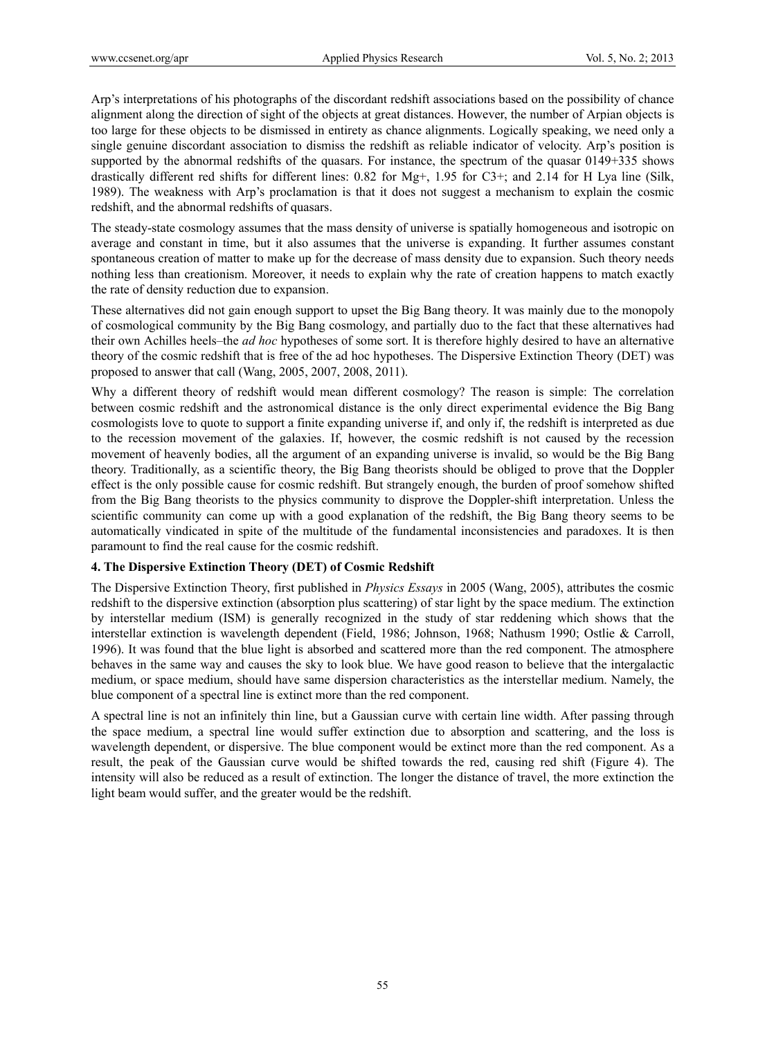Arp's interpretations of his photographs of the discordant redshift associations based on the possibility of chance alignment along the direction of sight of the objects at great distances. However, the number of Arpian objects is too large for these objects to be dismissed in entirety as chance alignments. Logically speaking, we need only a single genuine discordant association to dismiss the redshift as reliable indicator of velocity. Arp's position is supported by the abnormal redshifts of the quasars. For instance, the spectrum of the quasar 0149+335 shows drastically different red shifts for different lines: 0.82 for Mg+, 1.95 for C3+; and 2.14 for H Lya line (Silk, 1989). The weakness with Arp's proclamation is that it does not suggest a mechanism to explain the cosmic redshift, and the abnormal redshifts of quasars.

The steady-state cosmology assumes that the mass density of universe is spatially homogeneous and isotropic on average and constant in time, but it also assumes that the universe is expanding. It further assumes constant spontaneous creation of matter to make up for the decrease of mass density due to expansion. Such theory needs nothing less than creationism. Moreover, it needs to explain why the rate of creation happens to match exactly the rate of density reduction due to expansion.

These alternatives did not gain enough support to upset the Big Bang theory. It was mainly due to the monopoly of cosmological community by the Big Bang cosmology, and partially duo to the fact that these alternatives had their own Achilles heels–the *ad hoc* hypotheses of some sort. It is therefore highly desired to have an alternative theory of the cosmic redshift that is free of the ad hoc hypotheses. The Dispersive Extinction Theory (DET) was proposed to answer that call (Wang, 2005, 2007, 2008, 2011).

Why a different theory of redshift would mean different cosmology? The reason is simple: The correlation between cosmic redshift and the astronomical distance is the only direct experimental evidence the Big Bang cosmologists love to quote to support a finite expanding universe if, and only if, the redshift is interpreted as due to the recession movement of the galaxies. If, however, the cosmic redshift is not caused by the recession movement of heavenly bodies, all the argument of an expanding universe is invalid, so would be the Big Bang theory. Traditionally, as a scientific theory, the Big Bang theorists should be obliged to prove that the Doppler effect is the only possible cause for cosmic redshift. But strangely enough, the burden of proof somehow shifted from the Big Bang theorists to the physics community to disprove the Doppler-shift interpretation. Unless the scientific community can come up with a good explanation of the redshift, the Big Bang theory seems to be automatically vindicated in spite of the multitude of the fundamental inconsistencies and paradoxes. It is then paramount to find the real cause for the cosmic redshift.

## 4. The Dispersive Extinction Theory (DET) of Cosmic Redshift

The Dispersive Extinction Theory, first published in *Physics Essays* in 2005 (Wang, 2005), attributes the cosmic redshift to the dispersive extinction (absorption plus scattering) of star light by the space medium. The extinction by interstellar medium (ISM) is generally recognized in the study of star reddening which shows that the interstellar extinction is wavelength dependent (Field, 1986; Johnson, 1968; Nathusm 1990; Ostlie & Carroll, 1996). It was found that the blue light is absorbed and scattered more than the red component. The atmosphere behaves in the same way and causes the sky to look blue. We have good reason to believe that the intergalactic medium, or space medium, should have same dispersion characteristics as the interstellar medium. Namely, the blue component of a spectral line is extinct more than the red component.

A spectral line is not an infinitely thin line, but a Gaussian curve with certain line width. After passing through the space medium, a spectral line would suffer extinction due to absorption and scattering, and the loss is wavelength dependent, or dispersive. The blue component would be extinct more than the red component. As a result, the peak of the Gaussian curve would be shifted towards the red, causing red shift (Figure 4). The intensity will also be reduced as a result of extinction. The longer the distance of travel, the more extinction the light beam would suffer, and the greater would be the redshift.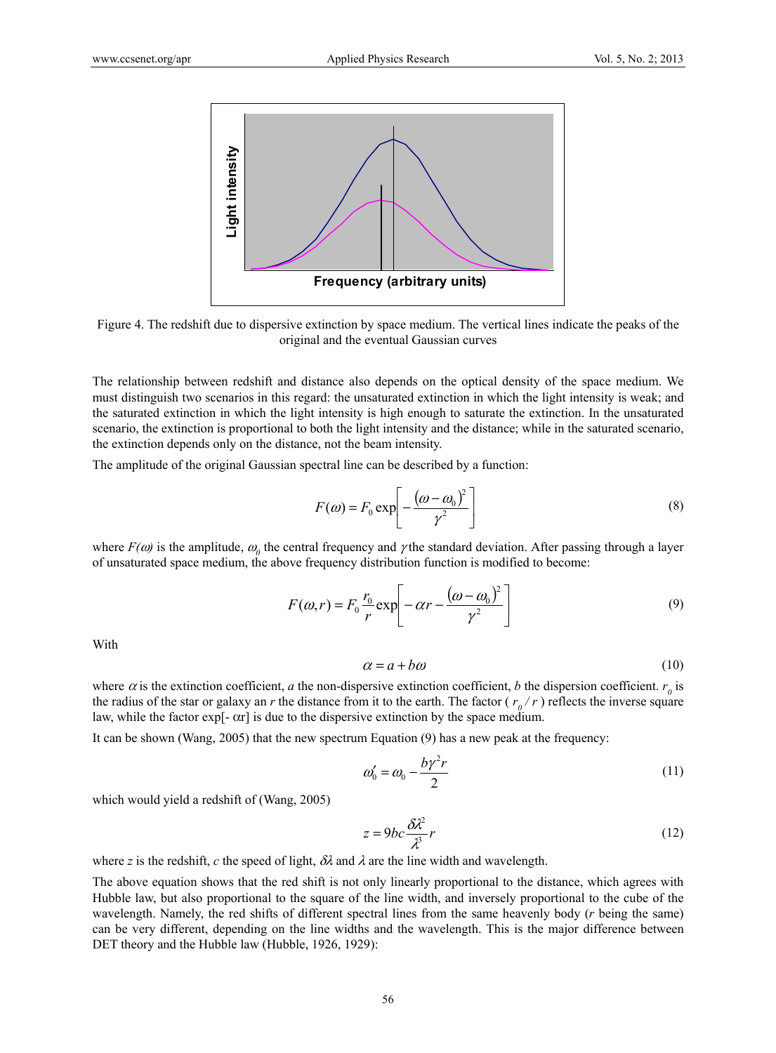Figure 4. The redshift due to dispersive extinction by space medium. The vertical lines indicate the peaks of the original and the eventual Gaussian curves

The relationship between redshift and distance also depends on the optical density of the space medium. We must distinguish two scenarios in this regard: the unsaturated extinction in which the light intensity is weak; and the saturated extinction in which the light intensity is high enough to saturate the extinction. In the unsaturated scenario, the extinction is proportional to both the light intensity and the distance; while in the saturated scenario, the extinction depends only on the distance, not the beam intensity.

The amplitude of the original Gaussian spectral line can be described by a function:

$$F(\omega) = F_0 \exp\left[-\frac{(\omega-\omega_0)^2}{\gamma^2}\right] \tag{8}$$

where $F(\omega)$ is the amplitude, $\omega_0$ the central frequency and $\gamma$ the standard deviation. After passing through a layer of unsaturated space medium, the above frequency distribution function is modified to become:

$$F(\omega, r) = F_0 \frac{r_0}{r} \exp\left[-\alpha r - \frac{(\omega-\omega_0)^2}{\gamma^2}\right] \tag{9}$$

With

$$\alpha = a + b\omega \tag{10}$$

where $\alpha$ is the extinction coefficient, $a$ the non-dispersive extinction coefficient, $b$ the dispersion coefficient. $r_0$ is the radius of the star or galaxy an $r$ the distance from it to the earth. The factor ( $r_0 / r$ ) reflects the inverse square law, while the factor exp[- $\alpha$r] is due to the dispersive extinction by the space medium.

It can be shown (Wang, 2005) that the new spectrum Equation (9) has a new peak at the frequency:

$$\omega_0' = \omega_0 - \frac{b\gamma^2 r}{2} \tag{11}$$

which would yield a redshift of (Wang, 2005)

$$z = 9bc\frac{\delta\lambda^2}{\lambda^3}r \tag{12}$$

where $z$ is the redshift, $c$ the speed of light, $\delta\lambda$ and $\lambda$ are the line width and wavelength.

The above equation shows that the red shift is not only linearly proportional to the distance, which agrees with Hubble law, but also proportional to the square of the line width, and inversely proportional to the cube of the wavelength. Namely, the red shifts of different spectral lines from the same heavenly body ($r$ being the same) can be very different, depending on the line widths and the wavelength. This is the major difference between DET theory and the Hubble law (Hubble, 1926, 1929):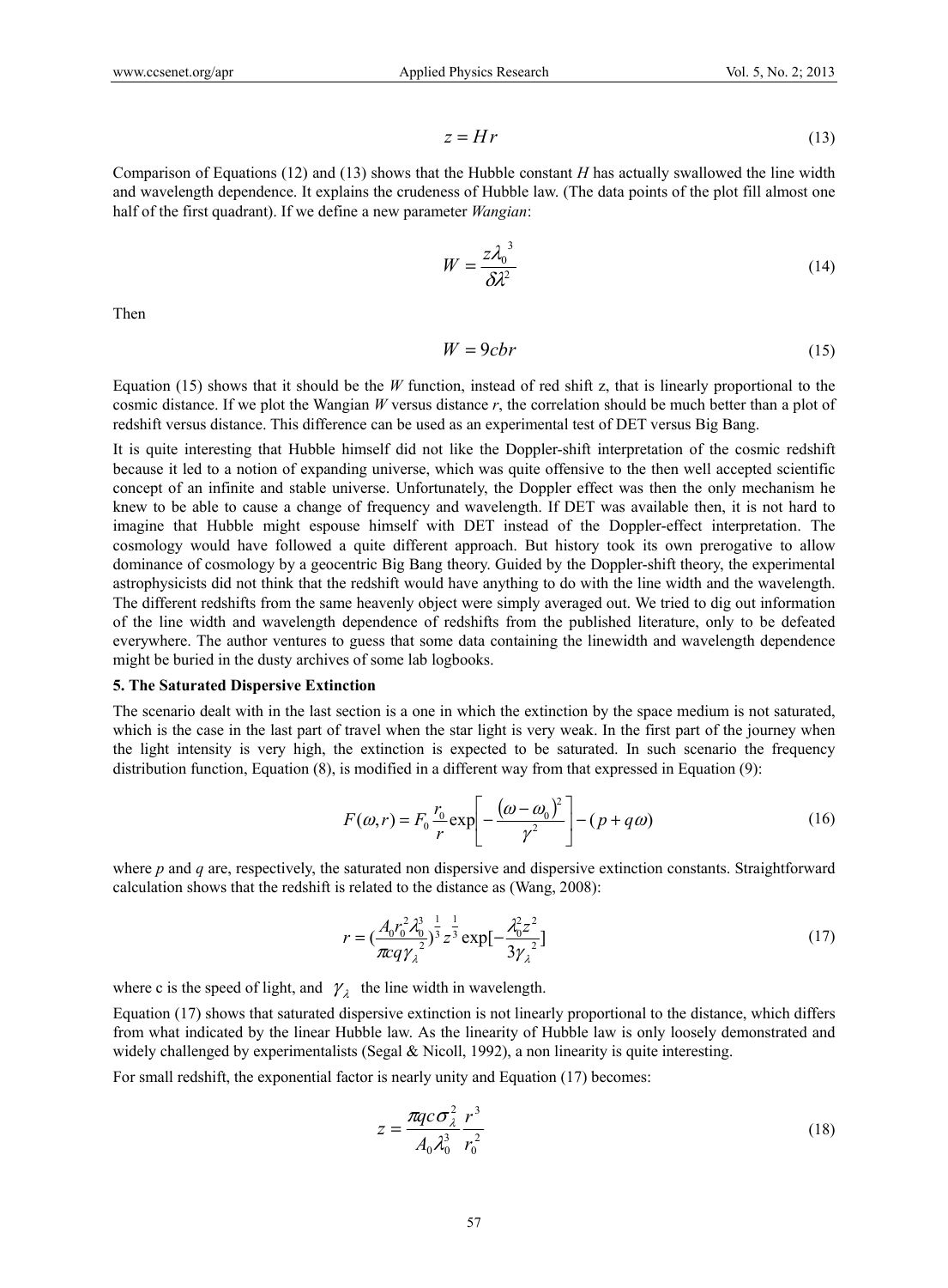$$z = Hr \tag{13}$$

Comparison of Equations (12) and (13) shows that the Hubble constant $H$ has actually swallowed the line width and wavelength dependence. It explains the crudeness of Hubble law. (The data points of the plot fill almost one half of the first quadrant). If we define a new parameter *Wangian*:

$$W = \frac{z\lambda_0^{\ 3}}{\delta\lambda^2} \tag{14}$$

Then

$$W = 9cbr \tag{15}$$

Equation (15) shows that it should be the $W$ function, instead of red shift z, that is linearly proportional to the cosmic distance. If we plot the Wangian $W$ versus distance $r$, the correlation should be much better than a plot of redshift versus distance. This difference can be used as an experimental test of DET versus Big Bang.

It is quite interesting that Hubble himself did not like the Doppler-shift interpretation of the cosmic redshift because it led to a notion of expanding universe, which was quite offensive to the then well accepted scientific concept of an infinite and stable universe. Unfortunately, the Doppler effect was then the only mechanism he knew to be able to cause a change of frequency and wavelength. If DET was available then, it is not hard to imagine that Hubble might espouse himself with DET instead of the Doppler-effect interpretation. The cosmology would have followed a quite different approach. But history took its own prerogative to allow dominance of cosmology by a geocentric Big Bang theory. Guided by the Doppler-shift theory, the experimental astrophysicists did not think that the redshift would have anything to do with the line width and the wavelength. The different redshifts from the same heavenly object were simply averaged out. We tried to dig out information of the line width and wavelength dependence of redshifts from the published literature, only to be defeated everywhere. The author ventures to guess that some data containing the linewidth and wavelength dependence might be buried in the dusty archives of some lab logbooks.

### 5. The Saturated Dispersive Extinction

The scenario dealt with in the last section is a one in which the extinction by the space medium is not saturated, which is the case in the last part of travel when the star light is very weak. In the first part of the journey when the light intensity is very high, the extinction is expected to be saturated. In such scenario the frequency distribution function, Equation (8), is modified in a different way from that expressed in Equation (9):

$$F(\omega, r) = F_0 \frac{r_0}{r} \exp\left[ -\frac{(\omega - \omega_0)^2}{\gamma^2} \right] - (p + q\omega) \tag{16}$$

where $p$ and $q$ are, respectively, the saturated non dispersive and dispersive extinction constants. Straightforward calculation shows that the redshift is related to the distance as (Wang, 2008):

$$r = \left(\frac{A_0 r_0^2 \lambda_0^3}{\pi c q \gamma_\lambda^{\ 2}}\right)^{\frac{1}{3}} z^{\frac{1}{3}} \exp\left[-\frac{\lambda_0^2 z^2}{3\gamma_\lambda^{\ 2}}\right] \tag{17}$$

where c is the speed of light, and $\gamma_\lambda$ the line width in wavelength.

Equation (17) shows that saturated dispersive extinction is not linearly proportional to the distance, which differs from what indicated by the linear Hubble law. As the linearity of Hubble law is only loosely demonstrated and widely challenged by experimentalists (Segal & Nicoll, 1992), a non linearity is quite interesting.

For small redshift, the exponential factor is nearly unity and Equation (17) becomes:

$$z = \frac{\pi q c \sigma_\lambda^2}{A_0 \lambda_0^3} \frac{r^3}{r_0^2} \tag{18}$$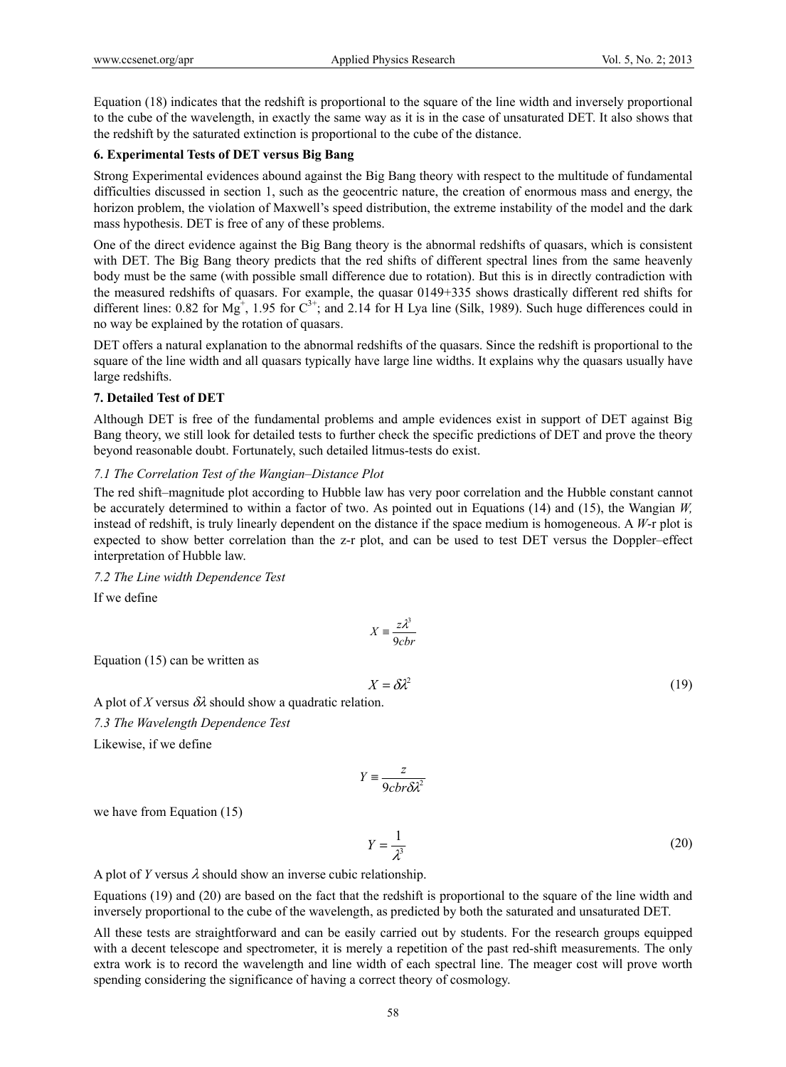Equation (18) indicates that the redshift is proportional to the square of the line width and inversely proportional to the cube of the wavelength, in exactly the same way as it is in the case of unsaturated DET. It also shows that the redshift by the saturated extinction is proportional to the cube of the distance.

### 6. Experimental Tests of DET versus Big Bang

Strong Experimental evidences abound against the Big Bang theory with respect to the multitude of fundamental difficulties discussed in section 1, such as the geocentric nature, the creation of enormous mass and energy, the horizon problem, the violation of Maxwell's speed distribution, the extreme instability of the model and the dark mass hypothesis. DET is free of any of these problems.

One of the direct evidence against the Big Bang theory is the abnormal redshifts of quasars, which is consistent with DET. The Big Bang theory predicts that the red shifts of different spectral lines from the same heavenly body must be the same (with possible small difference due to rotation). But this is in directly contradiction with the measured redshifts of quasars. For example, the quasar 0149+335 shows drastically different red shifts for different lines: 0.82 for $Mg^{+}$, 1.95 for $C^{3+}$; and 2.14 for H Lya line (Silk, 1989). Such huge differences could in no way be explained by the rotation of quasars.

DET offers a natural explanation to the abnormal redshifts of the quasars. Since the redshift is proportional to the square of the line width and all quasars typically have large line widths. It explains why the quasars usually have large redshifts.

### 7. Detailed Test of DET

Although DET is free of the fundamental problems and ample evidences exist in support of DET against Big Bang theory, we still look for detailed tests to further check the specific predictions of DET and prove the theory beyond reasonable doubt. Fortunately, such detailed litmus-tests do exist.

#### *7.1 The Correlation Test of the Wangian–Distance Plot*

The red shift–magnitude plot according to Hubble law has very poor correlation and the Hubble constant cannot be accurately determined to within a factor of two. As pointed out in Equations (14) and (15), the Wangian *W*, instead of redshift, is truly linearly dependent on the distance if the space medium is homogeneous. A *W*-r plot is expected to show better correlation than the z-r plot, and can be used to test DET versus the Doppler–effect interpretation of Hubble law.

#### *7.2 The Line width Dependence Test*

If we define

$$X \equiv \frac{z\lambda^3}{9cbr}$$

Equation (15) can be written as

$$X = \delta\lambda^2 \tag{19}$$

A plot of *X* versus $\delta\lambda$ should show a quadratic relation.

#### *7.3 The Wavelength Dependence Test*

Likewise, if we define

$$Y \equiv \frac{z}{9cbr\delta\lambda^2}$$

we have from Equation (15)

$$Y = \frac{1}{\lambda^3} \tag{20}$$

A plot of *Y* versus $\lambda$ should show an inverse cubic relationship.

Equations (19) and (20) are based on the fact that the redshift is proportional to the square of the line width and inversely proportional to the cube of the wavelength, as predicted by both the saturated and unsaturated DET.

All these tests are straightforward and can be easily carried out by students. For the research groups equipped with a decent telescope and spectrometer, it is merely a repetition of the past red-shift measurements. The only extra work is to record the wavelength and line width of each spectral line. The meager cost will prove worth spending considering the significance of having a correct theory of cosmology.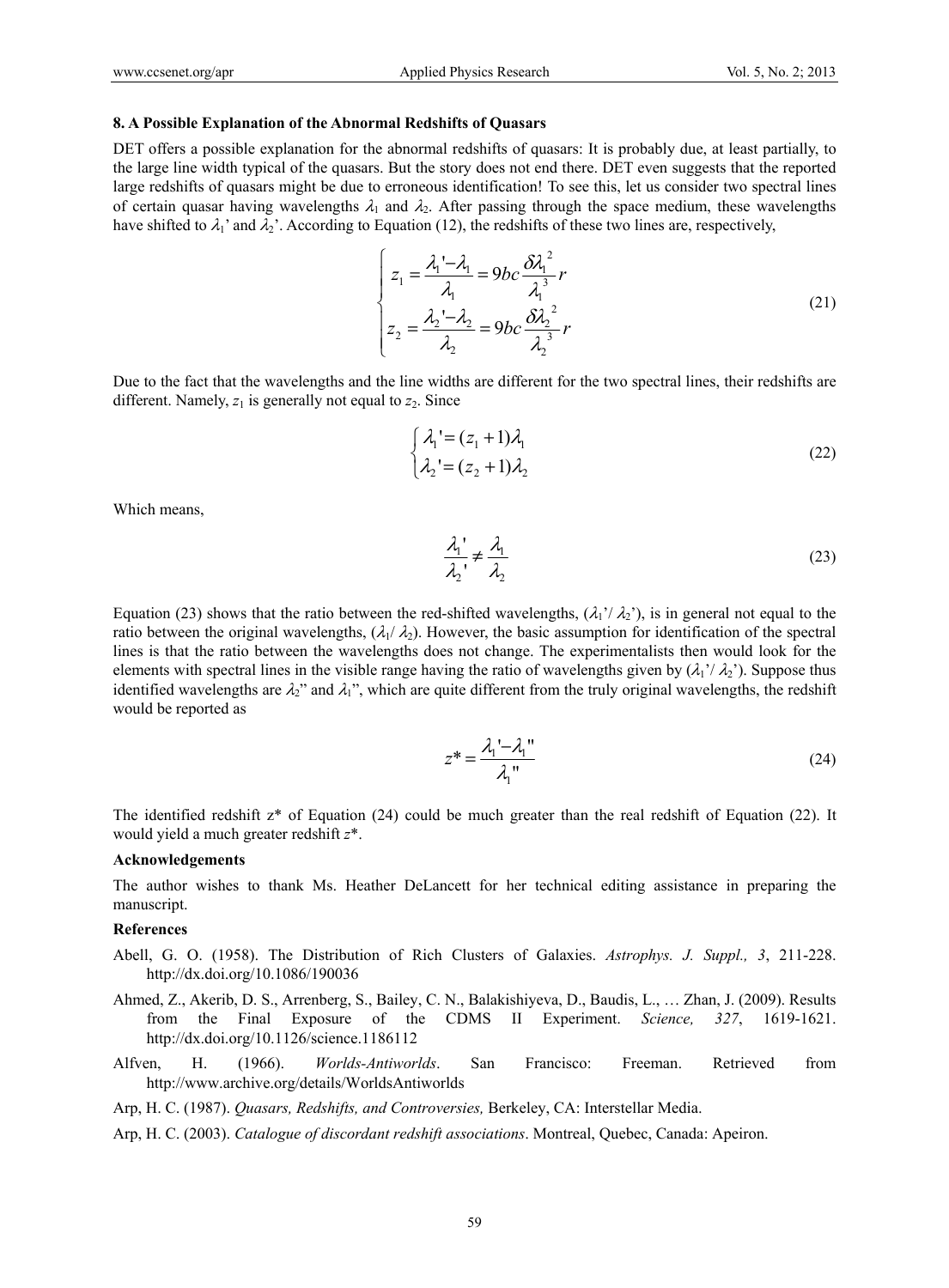### 8. A Possible Explanation of the Abnormal Redshifts of Quasars

DET offers a possible explanation for the abnormal redshifts of quasars: It is probably due, at least partially, to the large line width typical of the quasars. But the story does not end there. DET even suggests that the reported large redshifts of quasars might be due to erroneous identification! To see this, let us consider two spectral lines of certain quasar having wavelengths $\lambda_1$ and $\lambda_2$. After passing through the space medium, these wavelengths have shifted to $\lambda_1'$ and $\lambda_2'$. According to Equation (12), the redshifts of these two lines are, respectively,

$$\begin{cases} z_1 = \dfrac{\lambda_1' - \lambda_1}{\lambda_1} = 9bc\dfrac{\delta\lambda_1^{\,2}}{\lambda_1^{\,3}}r \\ z_2 = \dfrac{\lambda_2' - \lambda_2}{\lambda_2} = 9bc\dfrac{\delta\lambda_2^{\,2}}{\lambda_2^{\,3}}r \end{cases} \tag{21}$$

Due to the fact that the wavelengths and the line widths are different for the two spectral lines, their redshifts are different. Namely, $z_1$ is generally not equal to $z_2$. Since

$$\begin{cases} \lambda_1' = (z_1 + 1)\lambda_1 \\ \lambda_2' = (z_2 + 1)\lambda_2 \end{cases} \tag{22}$$

Which means,

$$\frac{\lambda_1'}{\lambda_2'} \neq \frac{\lambda_1}{\lambda_2} \tag{23}$$

Equation (23) shows that the ratio between the red-shifted wavelengths, ($\lambda_1'/\lambda_2'$), is in general not equal to the ratio between the original wavelengths, ($\lambda_1/\lambda_2$). However, the basic assumption for identification of the spectral lines is that the ratio between the wavelengths does not change. The experimentalists then would look for the elements with spectral lines in the visible range having the ratio of wavelengths given by ($\lambda_1'/\lambda_2'$). Suppose thus identified wavelengths are $\lambda_2''$ and $\lambda_1''$, which are quite different from the truly original wavelengths, the redshift would be reported as

$$z^* = \frac{\lambda_1' - \lambda_1''}{\lambda_1''} \tag{24}$$

The identified redshift z* of Equation (24) could be much greater than the real redshift of Equation (22). It would yield a much greater redshift $z^*$.

### Acknowledgements

The author wishes to thank Ms. Heather DeLancett for her technical editing assistance in preparing the manuscript.

### References

Abell, G. O. (1958). The Distribution of Rich Clusters of Galaxies. *Astrophys. J. Suppl., 3*, 211-228. http://dx.doi.org/10.1086/190036

Ahmed, Z., Akerib, D. S., Arrenberg, S., Bailey, C. N., Balakishiyeva, D., Baudis, L., … Zhan, J. (2009). Results from the Final Exposure of the CDMS II Experiment. *Science, 327*, 1619-1621. http://dx.doi.org/10.1126/science.1186112

Alfven, H. (1966). *Worlds-Antiworlds*. San Francisco: Freeman. Retrieved from http://www.archive.org/details/WorldsAntiworlds

Arp, H. C. (1987). *Quasars, Redshifts, and Controversies,* Berkeley, CA: Interstellar Media.

Arp, H. C. (2003). *Catalogue of discordant redshift associations*. Montreal, Quebec, Canada: Apeiron.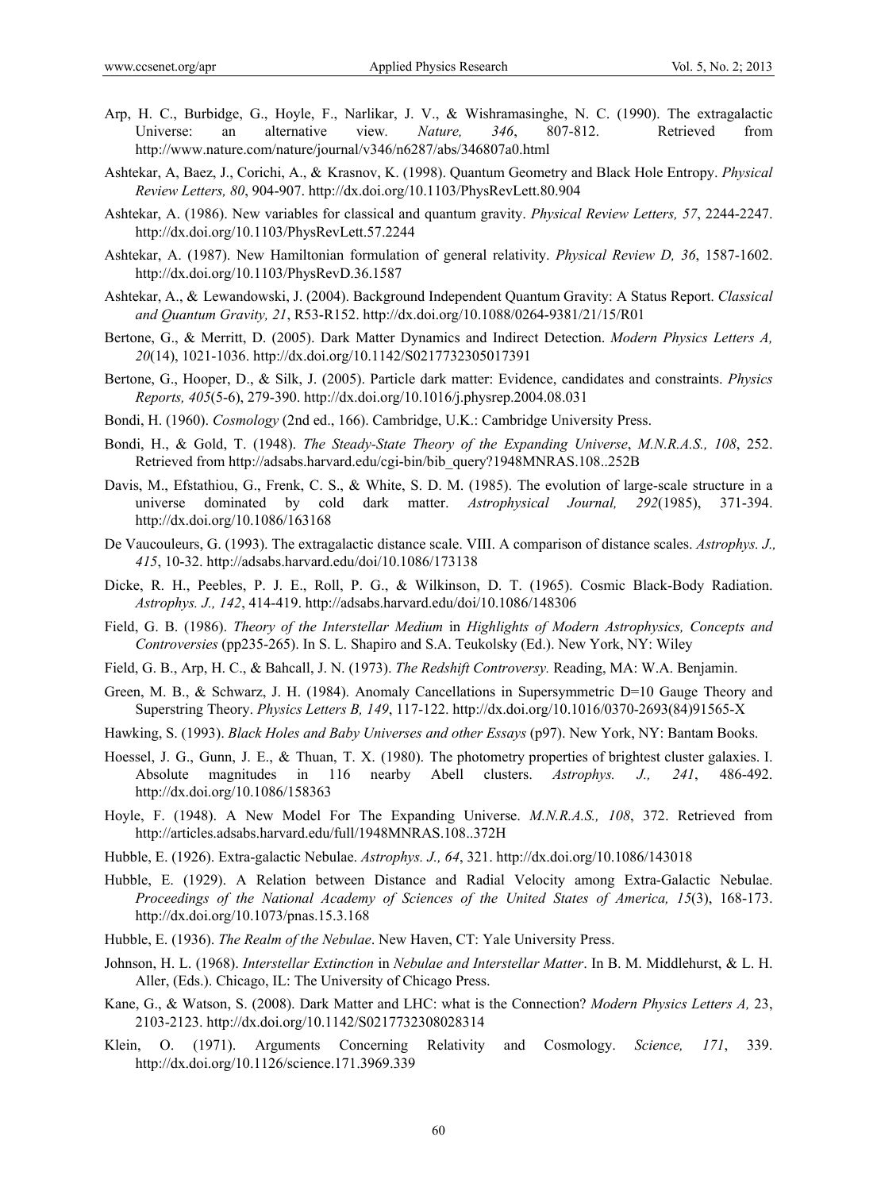Arp, H. C., Burbidge, G., Hoyle, F., Narlikar, J. V., & Wishramasinghe, N. C. (1990). The extragalactic Universe: an alternative view. *Nature, 346*, 807-812. Retrieved from http://www.nature.com/nature/journal/v346/n6287/abs/346807a0.html

Ashtekar, A, Baez, J., Corichi, A., & Krasnov, K. (1998). Quantum Geometry and Black Hole Entropy. *Physical Review Letters, 80*, 904-907. http://dx.doi.org/10.1103/PhysRevLett.80.904

Ashtekar, A. (1986). New variables for classical and quantum gravity. *Physical Review Letters, 57*, 2244-2247. http://dx.doi.org/10.1103/PhysRevLett.57.2244

Ashtekar, A. (1987). New Hamiltonian formulation of general relativity. *Physical Review D, 36*, 1587-1602. http://dx.doi.org/10.1103/PhysRevD.36.1587

Ashtekar, A., & Lewandowski, J. (2004). Background Independent Quantum Gravity: A Status Report. *Classical and Quantum Gravity, 21*, R53-R152. http://dx.doi.org/10.1088/0264-9381/21/15/R01

Bertone, G., & Merritt, D. (2005). Dark Matter Dynamics and Indirect Detection. *Modern Physics Letters A, 20*(14), 1021-1036. http://dx.doi.org/10.1142/S0217732305017391

Bertone, G., Hooper, D., & Silk, J. (2005). Particle dark matter: Evidence, candidates and constraints. *Physics Reports, 405*(5-6), 279-390. http://dx.doi.org/10.1016/j.physrep.2004.08.031

Bondi, H. (1960). *Cosmology* (2nd ed., 166). Cambridge, U.K.: Cambridge University Press.

Bondi, H., & Gold, T. (1948). *The Steady-State Theory of the Expanding Universe*, *M.N.R.A.S., 108*, 252. Retrieved from http://adsabs.harvard.edu/cgi-bin/bib_query?1948MNRAS.108..252B

Davis, M., Efstathiou, G., Frenk, C. S., & White, S. D. M. (1985). The evolution of large-scale structure in a universe dominated by cold dark matter. *Astrophysical Journal, 292*(1985), 371-394. http://dx.doi.org/10.1086/163168

De Vaucouleurs, G. (1993). The extragalactic distance scale. VIII. A comparison of distance scales. *Astrophys. J., 415*, 10-32. http://adsabs.harvard.edu/doi/10.1086/173138

Dicke, R. H., Peebles, P. J. E., Roll, P. G., & Wilkinson, D. T. (1965). Cosmic Black-Body Radiation. *Astrophys. J., 142*, 414-419. http://adsabs.harvard.edu/doi/10.1086/148306

Field, G. B. (1986). *Theory of the Interstellar Medium* in *Highlights of Modern Astrophysics, Concepts and Controversies* (pp235-265). In S. L. Shapiro and S.A. Teukolsky (Ed.). New York, NY: Wiley

Field, G. B., Arp, H. C., & Bahcall, J. N. (1973). *The Redshift Controversy.* Reading, MA: W.A. Benjamin.

Green, M. B., & Schwarz, J. H. (1984). Anomaly Cancellations in Supersymmetric D=10 Gauge Theory and Superstring Theory. *Physics Letters B, 149*, 117-122. http://dx.doi.org/10.1016/0370-2693(84)91565-X

Hawking, S. (1993). *Black Holes and Baby Universes and other Essays* (p97). New York, NY: Bantam Books.

Hoessel, J. G., Gunn, J. E., & Thuan, T. X. (1980). The photometry properties of brightest cluster galaxies. I. Absolute magnitudes in 116 nearby Abell clusters. *Astrophys. J., 241*, 486-492. http://dx.doi.org/10.1086/158363

Hoyle, F. (1948). A New Model For The Expanding Universe. *M.N.R.A.S., 108*, 372. Retrieved from http://articles.adsabs.harvard.edu/full/1948MNRAS.108..372H

Hubble, E. (1926). Extra-galactic Nebulae. *Astrophys. J., 64*, 321. http://dx.doi.org/10.1086/143018

Hubble, E. (1929). A Relation between Distance and Radial Velocity among Extra-Galactic Nebulae. *Proceedings of the National Academy of Sciences of the United States of America, 15*(3), 168-173. http://dx.doi.org/10.1073/pnas.15.3.168

Hubble, E. (1936). *The Realm of the Nebulae*. New Haven, CT: Yale University Press.

Johnson, H. L. (1968). *Interstellar Extinction* in *Nebulae and Interstellar Matter*. In B. M. Middlehurst, & L. H. Aller, (Eds.). Chicago, IL: The University of Chicago Press.

Kane, G., & Watson, S. (2008). Dark Matter and LHC: what is the Connection? *Modern Physics Letters A,* 23, 2103-2123. http://dx.doi.org/10.1142/S0217732308028314

Klein, O. (1971). Arguments Concerning Relativity and Cosmology. *Science, 171*, 339. http://dx.doi.org/10.1126/science.171.3969.339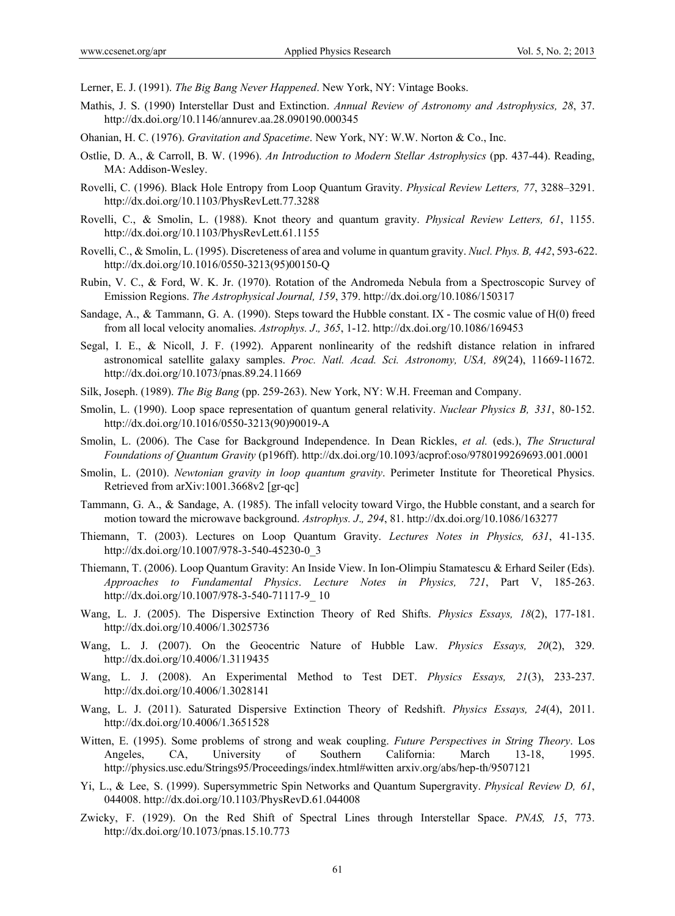Lerner, E. J. (1991). *The Big Bang Never Happened*. New York, NY: Vintage Books.

Mathis, J. S. (1990) Interstellar Dust and Extinction. *Annual Review of Astronomy and Astrophysics, 28*, 37. http://dx.doi.org/10.1146/annurev.aa.28.090190.000345

Ohanian, H. C. (1976). *Gravitation and Spacetime*. New York, NY: W.W. Norton & Co., Inc.

Ostlie, D. A., & Carroll, B. W. (1996). *An Introduction to Modern Stellar Astrophysics* (pp. 437-44). Reading, MA: Addison-Wesley.

Rovelli, C. (1996). Black Hole Entropy from Loop Quantum Gravity. *Physical Review Letters, 77*, 3288–3291. http://dx.doi.org/10.1103/PhysRevLett.77.3288

Rovelli, C., & Smolin, L. (1988). Knot theory and quantum gravity. *Physical Review Letters, 61*, 1155. http://dx.doi.org/10.1103/PhysRevLett.61.1155

Rovelli, C., & Smolin, L. (1995). Discreteness of area and volume in quantum gravity. *Nucl. Phys. B, 442*, 593-622. http://dx.doi.org/10.1016/0550-3213(95)00150-Q

Rubin, V. C., & Ford, W. K. Jr. (1970). Rotation of the Andromeda Nebula from a Spectroscopic Survey of Emission Regions. *The Astrophysical Journal, 159*, 379. http://dx.doi.org/10.1086/150317

Sandage, A., & Tammann, G. A. (1990). Steps toward the Hubble constant. IX - The cosmic value of H(0) freed from all local velocity anomalies. *Astrophys. J., 365*, 1-12. http://dx.doi.org/10.1086/169453

Segal, I. E., & Nicoll, J. F. (1992). Apparent nonlinearity of the redshift distance relation in infrared astronomical satellite galaxy samples. *Proc. Natl. Acad. Sci. Astronomy, USA, 89*(24), 11669-11672. http://dx.doi.org/10.1073/pnas.89.24.11669

Silk, Joseph. (1989). *The Big Bang* (pp. 259-263). New York, NY: W.H. Freeman and Company.

Smolin, L. (1990). Loop space representation of quantum general relativity. *Nuclear Physics B, 331*, 80-152. http://dx.doi.org/10.1016/0550-3213(90)90019-A

Smolin, L. (2006). The Case for Background Independence. In Dean Rickles, *et al.* (eds.), *The Structural Foundations of Quantum Gravity* (p196ff). http://dx.doi.org/10.1093/acprof:oso/9780199269693.001.0001

Smolin, L. (2010). *Newtonian gravity in loop quantum gravity*. Perimeter Institute for Theoretical Physics. Retrieved from arXiv:1001.3668v2 [gr-qc]

Tammann, G. A., & Sandage, A. (1985). The infall velocity toward Virgo, the Hubble constant, and a search for motion toward the microwave background. *Astrophys. J., 294*, 81. http://dx.doi.org/10.1086/163277

Thiemann, T. (2003). Lectures on Loop Quantum Gravity. *Lectures Notes in Physics, 631*, 41-135. http://dx.doi.org/10.1007/978-3-540-45230-0_3

Thiemann, T. (2006). Loop Quantum Gravity: An Inside View. In Ion-Olimpiu Stamatescu & Erhard Seiler (Eds). *Approaches to Fundamental Physics*. *Lecture Notes in Physics, 721*, Part V, 185-263. http://dx.doi.org/10.1007/978-3-540-71117-9_ 10

Wang, L. J. (2005). The Dispersive Extinction Theory of Red Shifts. *Physics Essays, 18*(2), 177-181. http://dx.doi.org/10.4006/1.3025736

Wang, L. J. (2007). On the Geocentric Nature of Hubble Law. *Physics Essays, 20*(2), 329. http://dx.doi.org/10.4006/1.3119435

Wang, L. J. (2008). An Experimental Method to Test DET. *Physics Essays, 21*(3), 233-237. http://dx.doi.org/10.4006/1.3028141

Wang, L. J. (2011). Saturated Dispersive Extinction Theory of Redshift. *Physics Essays, 24*(4), 2011. http://dx.doi.org/10.4006/1.3651528

Witten, E. (1995). Some problems of strong and weak coupling. *Future Perspectives in String Theory*. Los Angeles, CA, University of Southern California: March 13-18, 1995. http://physics.usc.edu/Strings95/Proceedings/index.html#witten arxiv.org/abs/hep-th/9507121

Yi, L., & Lee, S. (1999). Supersymmetric Spin Networks and Quantum Supergravity. *Physical Review D, 61*, 044008. http://dx.doi.org/10.1103/PhysRevD.61.044008

Zwicky, F. (1929). On the Red Shift of Spectral Lines through Interstellar Space. *PNAS, 15*, 773. http://dx.doi.org/10.1073/pnas.15.10.773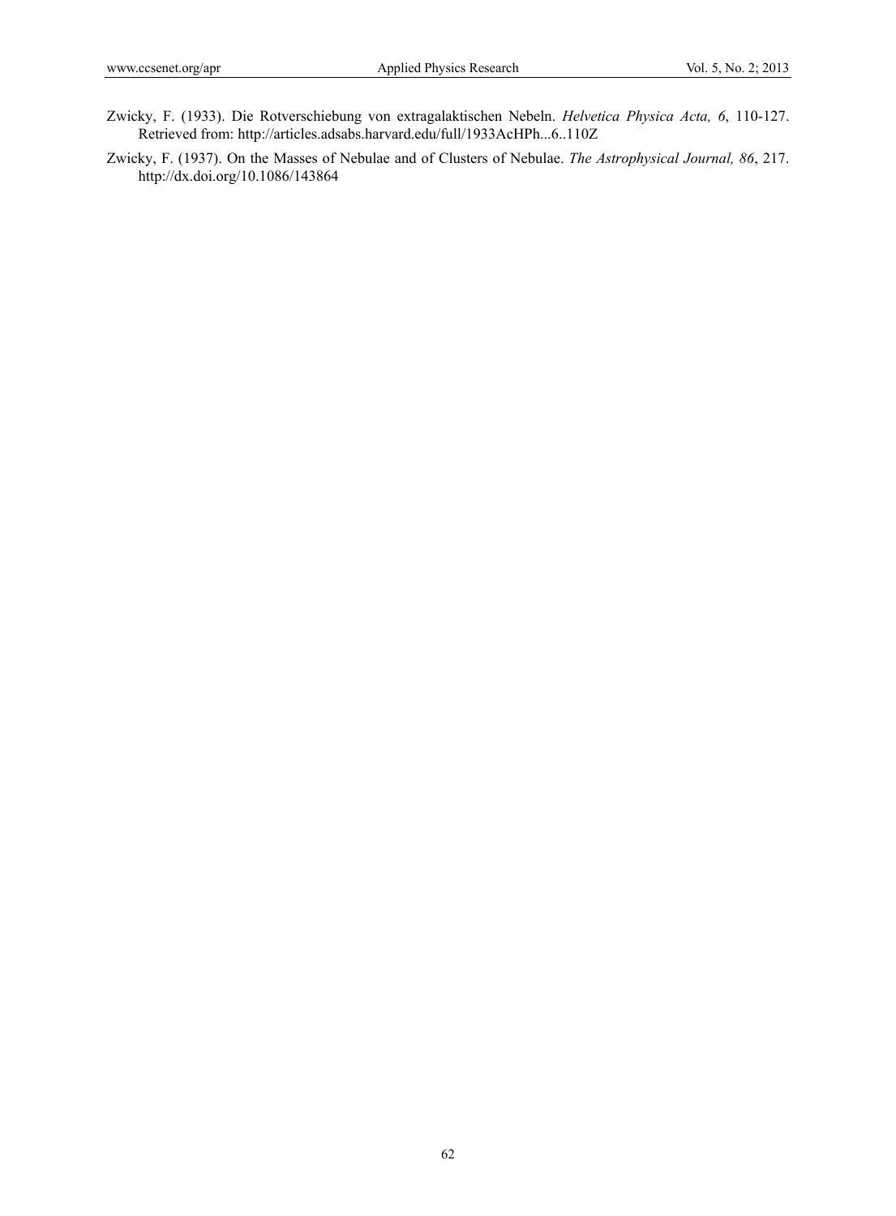Zwicky, F. (1933). Die Rotverschiebung von extragalaktischen Nebeln. *Helvetica Physica Acta, 6*, 110-127. Retrieved from: http://articles.adsabs.harvard.edu/full/1933AcHPh...6..110Z

Zwicky, F. (1937). On the Masses of Nebulae and of Clusters of Nebulae. *The Astrophysical Journal, 86*, 217. http://dx.doi.org/10.1086/143864